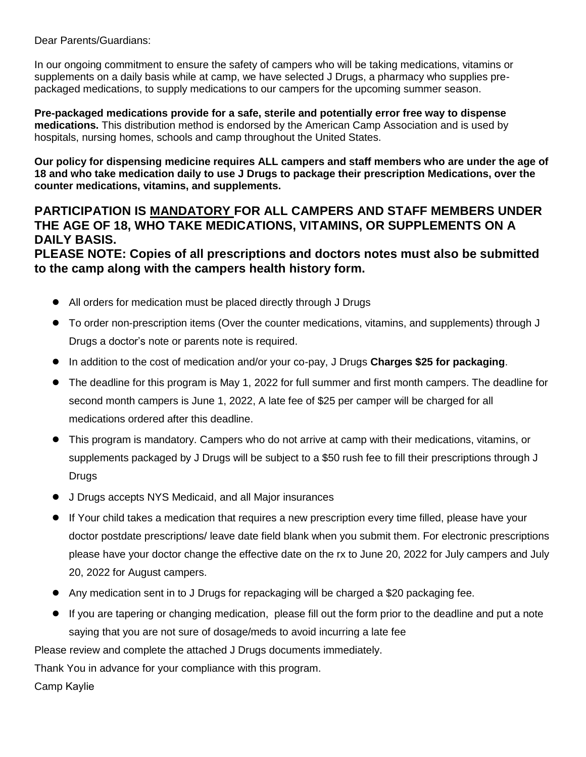Dear Parents/Guardians:

In our ongoing commitment to ensure the safety of campers who will be taking medications, vitamins or supplements on a daily basis while at camp, we have selected J Drugs, a pharmacy who supplies pre-packaged medications, to supply medications to our campers for the upcoming summer season.

**Pre-packaged medications provide for a safe, sterile and potentially error free way to dispense medications.** This distribution method is endorsed by the American Camp Association and is used by hospitals, nursing homes, schools and camp throughout the United States.

**Our policy for dispensing medicine requires ALL campers and staff members who are under the age of 18 and who take medication daily to use J Drugs to package their prescription Medications, over the counter medications, vitamins, and supplements.**

**PARTICIPATION IS <u>MANDATORY</u> FOR ALL CAMPERS AND STAFF MEMBERS UNDER THE AGE OF 18, WHO TAKE MEDICATIONS, VITAMINS, OR SUPPLEMENTS ON A DAILY BASIS.**

**PLEASE NOTE: Copies of all prescriptions and doctors notes must also be submitted to the camp along with the campers health history form.**

- All orders for medication must be placed directly through J Drugs
- To order non-prescription items (Over the counter medications, vitamins, and supplements) through J Drugs a doctor's note or parents note is required.
- In addition to the cost of medication and/or your co-pay, J Drugs **Charges $25 for packaging**.
- The deadline for this program is May 1, 2022 for full summer and first month campers. The deadline for second month campers is June 1, 2022, A late fee of $25 per camper will be charged for all medications ordered after this deadline.
- This program is mandatory. Campers who do not arrive at camp with their medications, vitamins, or supplements packaged by J Drugs will be subject to a $50 rush fee to fill their prescriptions through J Drugs
- J Drugs accepts NYS Medicaid, and all Major insurances
- If Your child takes a medication that requires a new prescription every time filled, please have your doctor postdate prescriptions/ leave date field blank when you submit them. For electronic prescriptions please have your doctor change the effective date on the rx to June 20, 2022 for July campers and July 20, 2022 for August campers.
- Any medication sent in to J Drugs for repackaging will be charged a $20 packaging fee.
- If you are tapering or changing medication, please fill out the form prior to the deadline and put a note saying that you are not sure of dosage/meds to avoid incurring a late fee

Please review and complete the attached J Drugs documents immediately.

Thank You in advance for your compliance with this program.

Camp Kaylie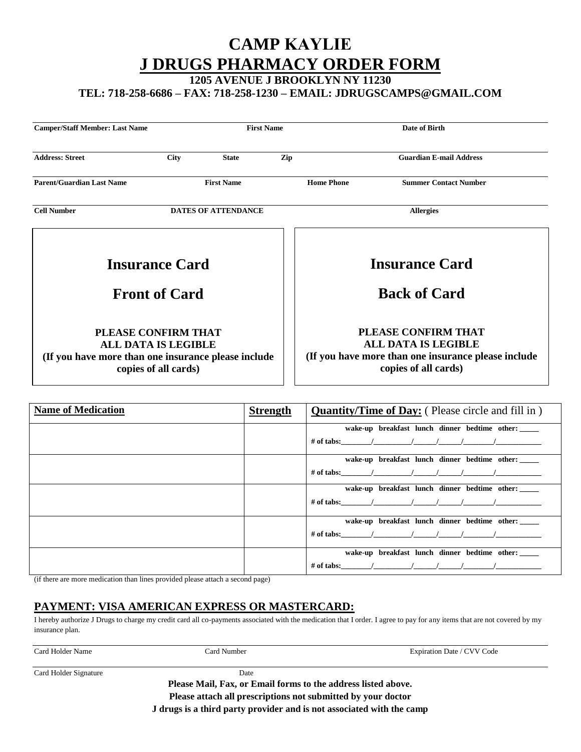# CAMP KAYLIE

# J DRUGS PHARMACY ORDER FORM

**1205 AVENUE J BROOKLYN NY 11230**

**TEL: 718-258-6686 – FAX: 718-258-1230 – EMAIL: JDRUGSCAMPS@GMAIL.COM**

| **Camper/Staff Member: Last Name** | **First Name** | **Date of Birth** |
|---|---|---|
| | | |

| **Address: Street** | **City** | **State** | **Zip** | **Guardian E-mail Address** |
|---|---|---|---|---|
| | | | | |

| **Parent/Guardian Last Name** | **First Name** | **Home Phone** | **Summer Contact Number** |
|---|---|---|---|
| | | | |

| **Cell Number** | **DATES OF ATTENDANCE** | **Allergies** |
|---|---|---|
| | | |

| **Insurance Card** | **Insurance Card** |
|---|---|
| **Front of Card** | **Back of Card** |
| **PLEASE CONFIRM THAT ALL DATA IS LEGIBLE (If you have more than one insurance please include copies of all cards)** | **PLEASE CONFIRM THAT ALL DATA IS LEGIBLE (If you have more than one insurance please include copies of all cards)** |

| **Name of Medication** | **Strength** | **Quantity/Time of Day:** ( Please circle and fill in ) |
|---|---|---|
| | | **wake-up breakfast lunch dinner bedtime other: _____**<br>**# of tabs:________/__________/______/______/________/____________** |
| | | **wake-up breakfast lunch dinner bedtime other: _____**<br>**# of tabs:________/__________/______/______/________/____________** |
| | | **wake-up breakfast lunch dinner bedtime other: _____**<br>**# of tabs:________/__________/______/______/________/____________** |
| | | **wake-up breakfast lunch dinner bedtime other: _____**<br>**# of tabs:________/__________/______/______/________/____________** |
| | | **wake-up breakfast lunch dinner bedtime other: _____**<br>**# of tabs:________/__________/______/______/________/____________** |

(if there are more medication than lines provided please attach a second page)

## PAYMENT: VISA AMERICAN EXPRESS OR MASTERCARD:

I hereby authorize J Drugs to charge my credit card all co-payments associated with the medication that I order. I agree to pay for any items that are not covered by my insurance plan.

| Card Holder Name | Card Number | Expiration Date / CVV Code |
|---|---|---|
| | | |

| Card Holder Signature | Date |
|---|---|
| | |

**Please Mail, Fax, or Email forms to the address listed above.**

**Please attach all prescriptions not submitted by your doctor**

**J drugs is a third party provider and is not associated with the camp**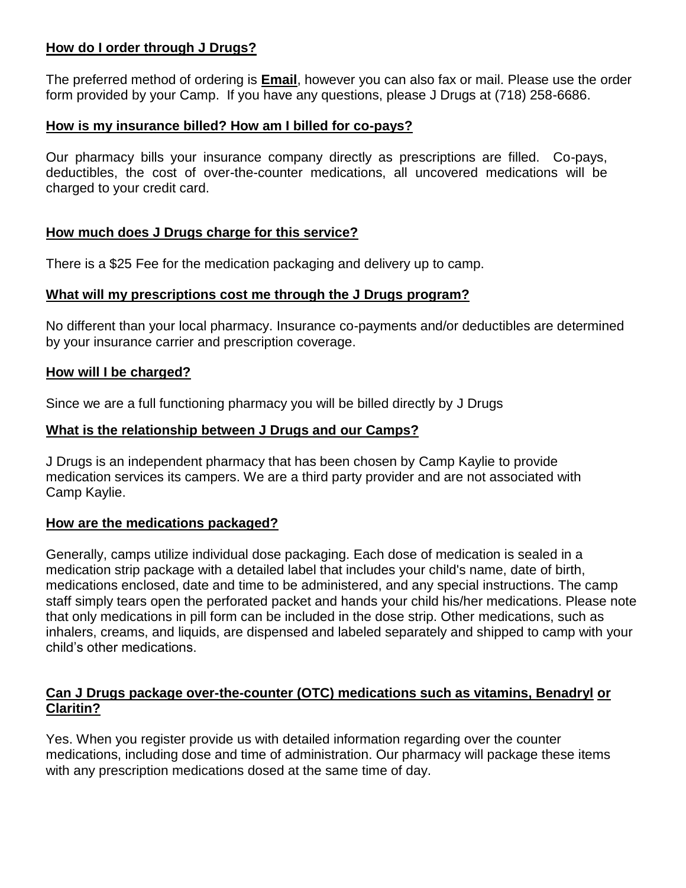**How do I order through J Drugs?**

The preferred method of ordering is **Email**, however you can also fax or mail. Please use the order form provided by your Camp. If you have any questions, please J Drugs at (718) 258-6686.

**How is my insurance billed? How am I billed for co-pays?**

Our pharmacy bills your insurance company directly as prescriptions are filled. Co-pays, deductibles, the cost of over-the-counter medications, all uncovered medications will be charged to your credit card.

**How much does J Drugs charge for this service?**

There is a $25 Fee for the medication packaging and delivery up to camp.

**What will my prescriptions cost me through the J Drugs program?**

No different than your local pharmacy. Insurance co-payments and/or deductibles are determined by your insurance carrier and prescription coverage.

**How will I be charged?**

Since we are a full functioning pharmacy you will be billed directly by J Drugs

**What is the relationship between J Drugs and our Camps?**

J Drugs is an independent pharmacy that has been chosen by Camp Kaylie to provide medication services its campers. We are a third party provider and are not associated with Camp Kaylie.

**How are the medications packaged?**

Generally, camps utilize individual dose packaging. Each dose of medication is sealed in a medication strip package with a detailed label that includes your child's name, date of birth, medications enclosed, date and time to be administered, and any special instructions. The camp staff simply tears open the perforated packet and hands your child his/her medications. Please note that only medications in pill form can be included in the dose strip. Other medications, such as inhalers, creams, and liquids, are dispensed and labeled separately and shipped to camp with your child's other medications.

**Can J Drugs package over-the-counter (OTC) medications such as vitamins, Benadryl or Claritin?**

Yes. When you register provide us with detailed information regarding over the counter medications, including dose and time of administration. Our pharmacy will package these items with any prescription medications dosed at the same time of day.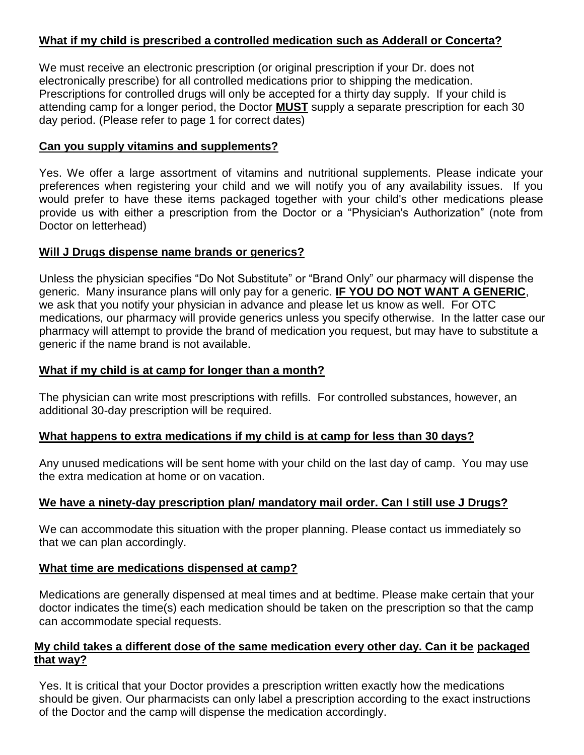### What if my child is prescribed a controlled medication such as Adderall or Concerta?

We must receive an electronic prescription (or original prescription if your Dr. does not electronically prescribe) for all controlled medications prior to shipping the medication. Prescriptions for controlled drugs will only be accepted for a thirty day supply. If your child is attending camp for a longer period, the Doctor **MUST** supply a separate prescription for each 30 day period. (Please refer to page 1 for correct dates)

### Can you supply vitamins and supplements?

Yes. We offer a large assortment of vitamins and nutritional supplements. Please indicate your preferences when registering your child and we will notify you of any availability issues. If you would prefer to have these items packaged together with your child's other medications please provide us with either a prescription from the Doctor or a "Physician's Authorization" (note from Doctor on letterhead)

### Will J Drugs dispense name brands or generics?

Unless the physician specifies "Do Not Substitute" or "Brand Only" our pharmacy will dispense the generic. Many insurance plans will only pay for a generic. **IF YOU DO NOT WANT A GENERIC**, we ask that you notify your physician in advance and please let us know as well. For OTC medications, our pharmacy will provide generics unless you specify otherwise. In the latter case our pharmacy will attempt to provide the brand of medication you request, but may have to substitute a generic if the name brand is not available.

### What if my child is at camp for longer than a month?

The physician can write most prescriptions with refills. For controlled substances, however, an additional 30-day prescription will be required.

### What happens to extra medications if my child is at camp for less than 30 days?

Any unused medications will be sent home with your child on the last day of camp. You may use the extra medication at home or on vacation.

### We have a ninety-day prescription plan/ mandatory mail order. Can I still use J Drugs?

We can accommodate this situation with the proper planning. Please contact us immediately so that we can plan accordingly.

### What time are medications dispensed at camp?

Medications are generally dispensed at meal times and at bedtime. Please make certain that your doctor indicates the time(s) each medication should be taken on the prescription so that the camp can accommodate special requests.

### My child takes a different dose of the same medication every other day. Can it be packaged that way?

Yes. It is critical that your Doctor provides a prescription written exactly how the medications should be given. Our pharmacists can only label a prescription according to the exact instructions of the Doctor and the camp will dispense the medication accordingly.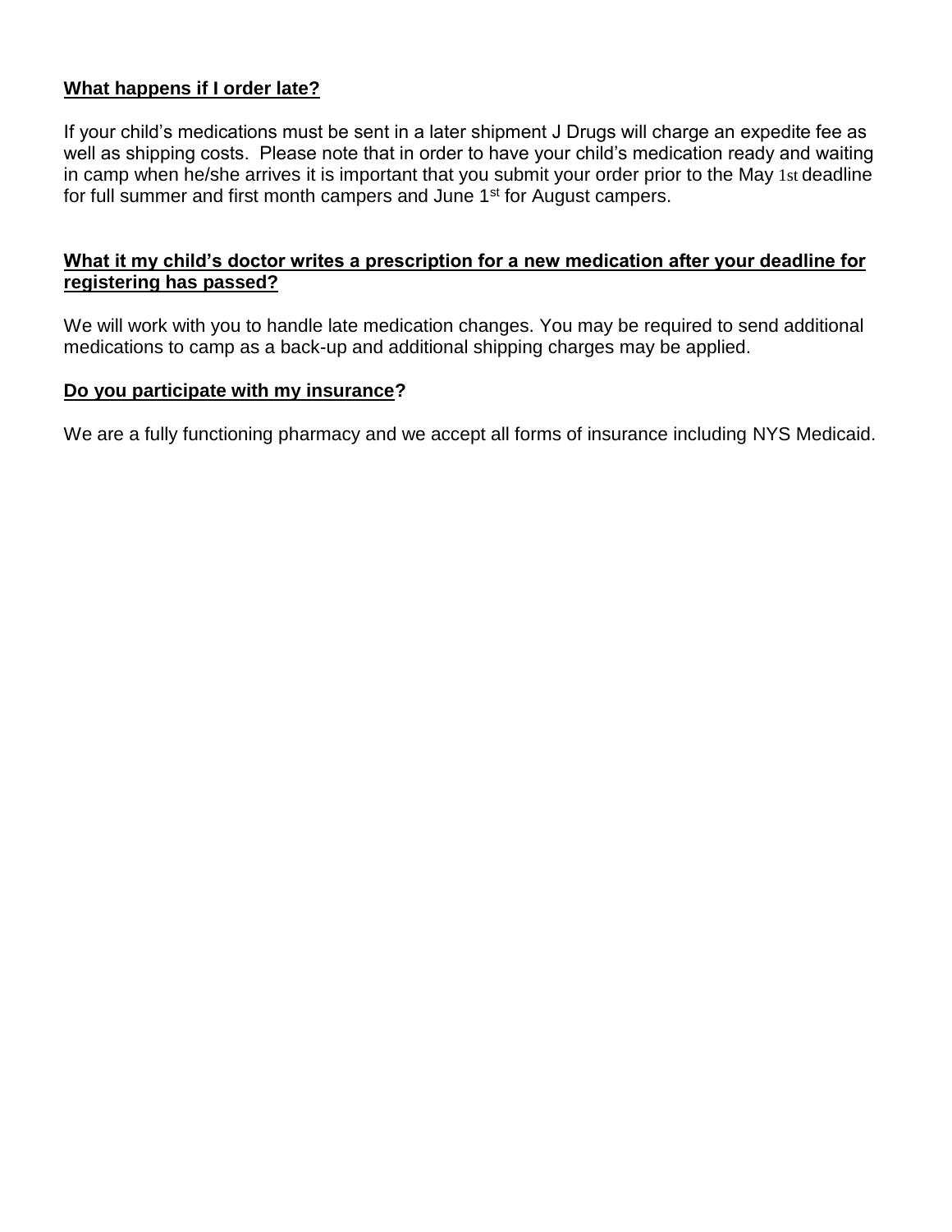**What happens if I order late?**

If your child's medications must be sent in a later shipment J Drugs will charge an expedite fee as well as shipping costs. Please note that in order to have your child's medication ready and waiting in camp when he/she arrives it is important that you submit your order prior to the May 1st deadline for full summer and first month campers and June 1st for August campers.

**What it my child's doctor writes a prescription for a new medication after your deadline for registering has passed?**

We will work with you to handle late medication changes. You may be required to send additional medications to camp as a back-up and additional shipping charges may be applied.

**Do you participate with my insurance?**

We are a fully functioning pharmacy and we accept all forms of insurance including NYS Medicaid.